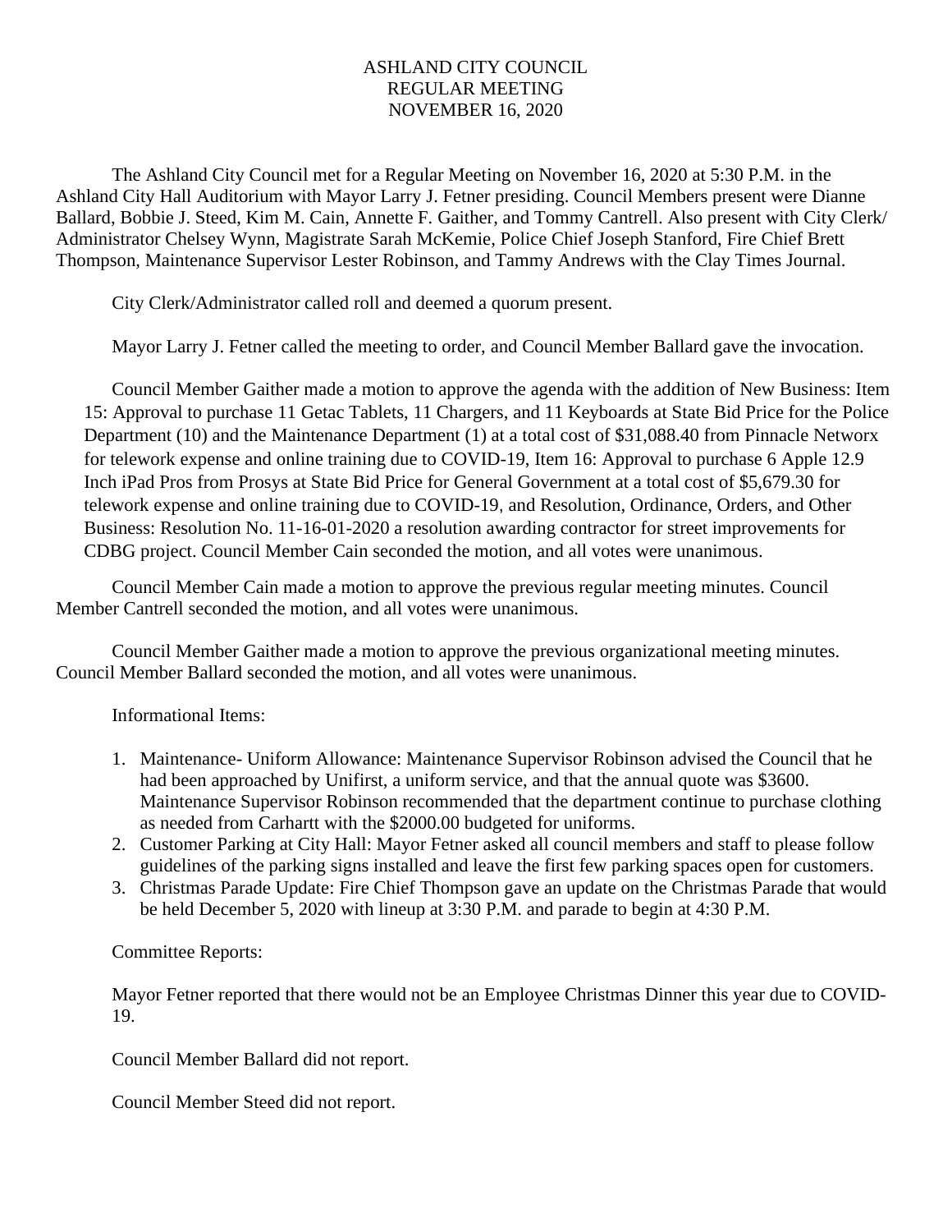# ASHLAND CITY COUNCIL
# REGULAR MEETING
# NOVEMBER 16, 2020

The Ashland City Council met for a Regular Meeting on November 16, 2020 at 5:30 P.M. in the Ashland City Hall Auditorium with Mayor Larry J. Fetner presiding. Council Members present were Dianne Ballard, Bobbie J. Steed, Kim M. Cain, Annette F. Gaither, and Tommy Cantrell. Also present with City Clerk/ Administrator Chelsey Wynn, Magistrate Sarah McKemie, Police Chief Joseph Stanford, Fire Chief Brett Thompson, Maintenance Supervisor Lester Robinson, and Tammy Andrews with the Clay Times Journal.

City Clerk/Administrator called roll and deemed a quorum present.

Mayor Larry J. Fetner called the meeting to order, and Council Member Ballard gave the invocation.

Council Member Gaither made a motion to approve the agenda with the addition of New Business: Item 15: Approval to purchase 11 Getac Tablets, 11 Chargers, and 11 Keyboards at State Bid Price for the Police Department (10) and the Maintenance Department (1) at a total cost of $31,088.40 from Pinnacle Networx for telework expense and online training due to COVID-19, Item 16: Approval to purchase 6 Apple 12.9 Inch iPad Pros from Prosys at State Bid Price for General Government at a total cost of $5,679.30 for telework expense and online training due to COVID-19, and Resolution, Ordinance, Orders, and Other Business: Resolution No. 11-16-01-2020 a resolution awarding contractor for street improvements for CDBG project. Council Member Cain seconded the motion, and all votes were unanimous.

Council Member Cain made a motion to approve the previous regular meeting minutes. Council Member Cantrell seconded the motion, and all votes were unanimous.

Council Member Gaither made a motion to approve the previous organizational meeting minutes. Council Member Ballard seconded the motion, and all votes were unanimous.

Informational Items:

1. Maintenance- Uniform Allowance: Maintenance Supervisor Robinson advised the Council that he had been approached by Unifirst, a uniform service, and that the annual quote was $3600. Maintenance Supervisor Robinson recommended that the department continue to purchase clothing as needed from Carhartt with the $2000.00 budgeted for uniforms.
2. Customer Parking at City Hall: Mayor Fetner asked all council members and staff to please follow guidelines of the parking signs installed and leave the first few parking spaces open for customers.
3. Christmas Parade Update: Fire Chief Thompson gave an update on the Christmas Parade that would be held December 5, 2020 with lineup at 3:30 P.M. and parade to begin at 4:30 P.M.

Committee Reports:

Mayor Fetner reported that there would not be an Employee Christmas Dinner this year due to COVID-19.

Council Member Ballard did not report.

Council Member Steed did not report.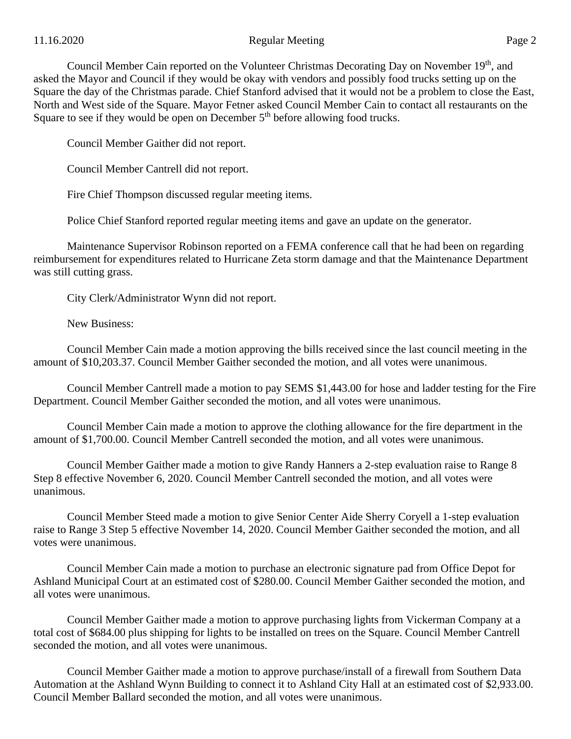Council Member Cain reported on the Volunteer Christmas Decorating Day on November 19th, and asked the Mayor and Council if they would be okay with vendors and possibly food trucks setting up on the Square the day of the Christmas parade. Chief Stanford advised that it would not be a problem to close the East, North and West side of the Square. Mayor Fetner asked Council Member Cain to contact all restaurants on the Square to see if they would be open on December 5th before allowing food trucks.

Council Member Gaither did not report.

Council Member Cantrell did not report.

Fire Chief Thompson discussed regular meeting items.

Police Chief Stanford reported regular meeting items and gave an update on the generator.

Maintenance Supervisor Robinson reported on a FEMA conference call that he had been on regarding reimbursement for expenditures related to Hurricane Zeta storm damage and that the Maintenance Department was still cutting grass.

City Clerk/Administrator Wynn did not report.

New Business:

Council Member Cain made a motion approving the bills received since the last council meeting in the amount of $10,203.37. Council Member Gaither seconded the motion, and all votes were unanimous.

Council Member Cantrell made a motion to pay SEMS $1,443.00 for hose and ladder testing for the Fire Department. Council Member Gaither seconded the motion, and all votes were unanimous.

Council Member Cain made a motion to approve the clothing allowance for the fire department in the amount of $1,700.00. Council Member Cantrell seconded the motion, and all votes were unanimous.

Council Member Gaither made a motion to give Randy Hanners a 2-step evaluation raise to Range 8 Step 8 effective November 6, 2020. Council Member Cantrell seconded the motion, and all votes were unanimous.

Council Member Steed made a motion to give Senior Center Aide Sherry Coryell a 1-step evaluation raise to Range 3 Step 5 effective November 14, 2020. Council Member Gaither seconded the motion, and all votes were unanimous.

Council Member Cain made a motion to purchase an electronic signature pad from Office Depot for Ashland Municipal Court at an estimated cost of $280.00. Council Member Gaither seconded the motion, and all votes were unanimous.

Council Member Gaither made a motion to approve purchasing lights from Vickerman Company at a total cost of $684.00 plus shipping for lights to be installed on trees on the Square. Council Member Cantrell seconded the motion, and all votes were unanimous.

Council Member Gaither made a motion to approve purchase/install of a firewall from Southern Data Automation at the Ashland Wynn Building to connect it to Ashland City Hall at an estimated cost of $2,933.00. Council Member Ballard seconded the motion, and all votes were unanimous.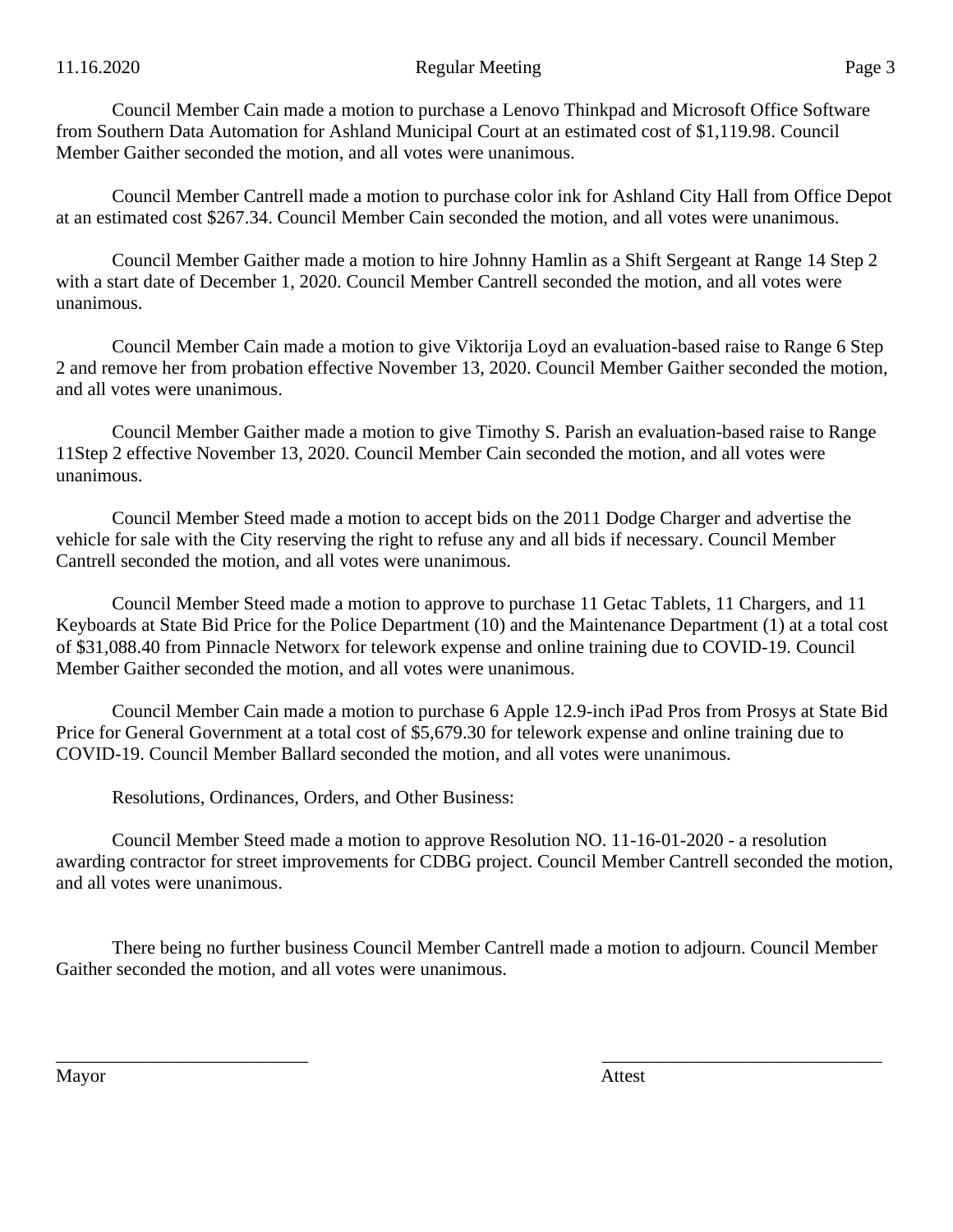Council Member Cain made a motion to purchase a Lenovo Thinkpad and Microsoft Office Software from Southern Data Automation for Ashland Municipal Court at an estimated cost of $1,119.98. Council Member Gaither seconded the motion, and all votes were unanimous.

Council Member Cantrell made a motion to purchase color ink for Ashland City Hall from Office Depot at an estimated cost $267.34. Council Member Cain seconded the motion, and all votes were unanimous.

Council Member Gaither made a motion to hire Johnny Hamlin as a Shift Sergeant at Range 14 Step 2 with a start date of December 1, 2020. Council Member Cantrell seconded the motion, and all votes were unanimous.

Council Member Cain made a motion to give Viktorija Loyd an evaluation-based raise to Range 6 Step 2 and remove her from probation effective November 13, 2020. Council Member Gaither seconded the motion, and all votes were unanimous.

Council Member Gaither made a motion to give Timothy S. Parish an evaluation-based raise to Range 11Step 2 effective November 13, 2020. Council Member Cain seconded the motion, and all votes were unanimous.

Council Member Steed made a motion to accept bids on the 2011 Dodge Charger and advertise the vehicle for sale with the City reserving the right to refuse any and all bids if necessary. Council Member Cantrell seconded the motion, and all votes were unanimous.

Council Member Steed made a motion to approve to purchase 11 Getac Tablets, 11 Chargers, and 11 Keyboards at State Bid Price for the Police Department (10) and the Maintenance Department (1) at a total cost of $31,088.40 from Pinnacle Networx for telework expense and online training due to COVID-19. Council Member Gaither seconded the motion, and all votes were unanimous.

Council Member Cain made a motion to purchase 6 Apple 12.9-inch iPad Pros from Prosys at State Bid Price for General Government at a total cost of $5,679.30 for telework expense and online training due to COVID-19. Council Member Ballard seconded the motion, and all votes were unanimous.

Resolutions, Ordinances, Orders, and Other Business:

Council Member Steed made a motion to approve Resolution NO. 11-16-01-2020 - a resolution awarding contractor for street improvements for CDBG project. Council Member Cantrell seconded the motion, and all votes were unanimous.

There being no further business Council Member Cantrell made a motion to adjourn. Council Member Gaither seconded the motion, and all votes were unanimous.

\_\_\_\_\_\_\_\_\_\_\_\_\_\_\_\_\_\_\_\_\_\_\_\_\_\_\_ \_\_\_\_\_\_\_\_\_\_\_\_\_\_\_\_\_\_\_\_\_\_\_\_\_\_\_\_\_\_

Mayor Attest